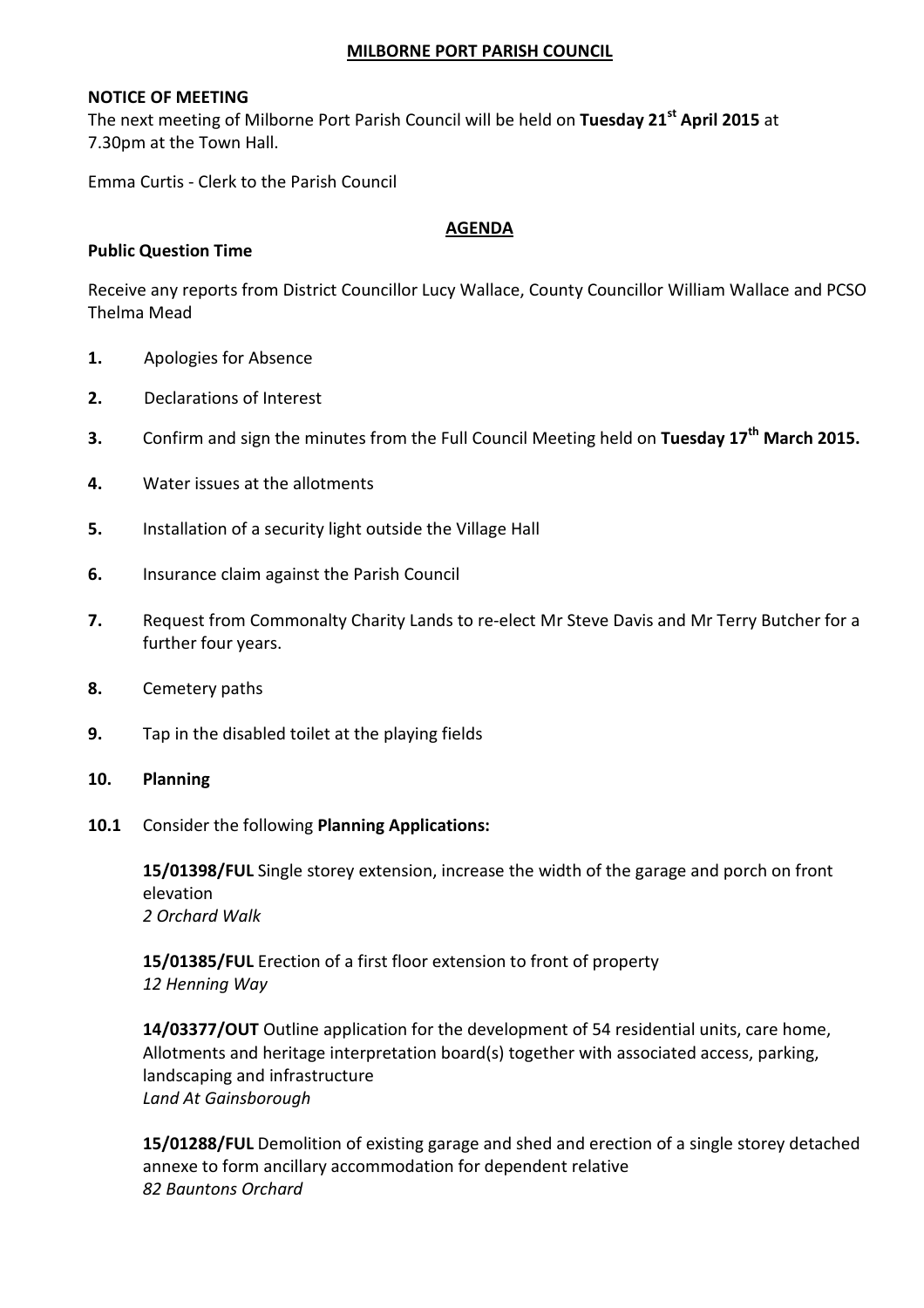# MILBORNE PORT PARISH COUNCIL

**NOTICE OF MEETING**

The next meeting of Milborne Port Parish Council will be held on **Tuesday 21st April 2015** at 7.30pm at the Town Hall.

Emma Curtis - Clerk to the Parish Council

## AGENDA

**Public Question Time**

Receive any reports from District Councillor Lucy Wallace, County Councillor William Wallace and PCSO Thelma Mead

**1.** Apologies for Absence

**2.** Declarations of Interest

**3.** Confirm and sign the minutes from the Full Council Meeting held on **Tuesday 17th March 2015.**

**4.** Water issues at the allotments

**5.** Installation of a security light outside the Village Hall

**6.** Insurance claim against the Parish Council

**7.** Request from Commonalty Charity Lands to re-elect Mr Steve Davis and Mr Terry Butcher for a further four years.

**8.** Cemetery paths

**9.** Tap in the disabled toilet at the playing fields

**10. Planning**

**10.1** Consider the following **Planning Applications:**

**15/01398/FUL** Single storey extension, increase the width of the garage and porch on front elevation
*2 Orchard Walk*

**15/01385/FUL** Erection of a first floor extension to front of property
*12 Henning Way*

**14/03377/OUT** Outline application for the development of 54 residential units, care home, Allotments and heritage interpretation board(s) together with associated access, parking, landscaping and infrastructure
*Land At Gainsborough*

**15/01288/FUL** Demolition of existing garage and shed and erection of a single storey detached annexe to form ancillary accommodation for dependent relative
*82 Bauntons Orchard*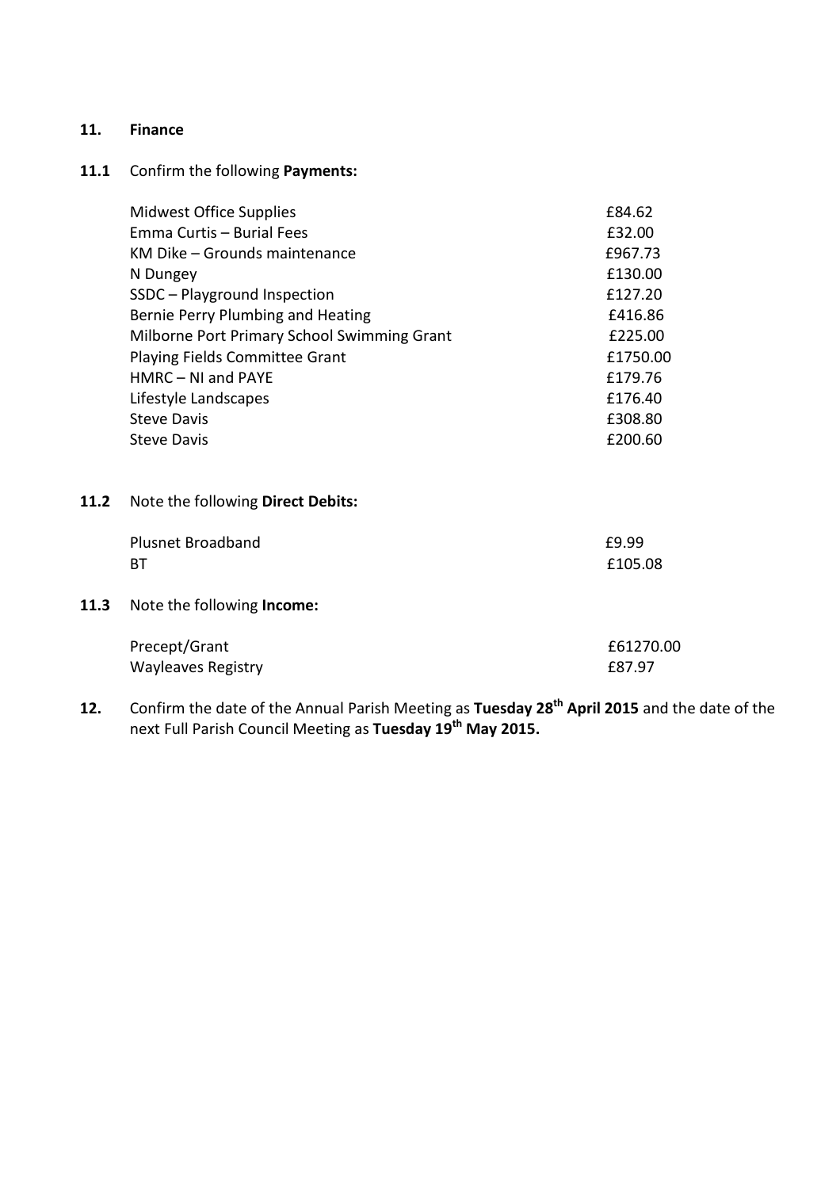**11. Finance**

**11.1** Confirm the following **Payments:**

| | |
|---|---|
| Midwest Office Supplies | £84.62 |
| Emma Curtis – Burial Fees | £32.00 |
| KM Dike – Grounds maintenance | £967.73 |
| N Dungey | £130.00 |
| SSDC – Playground Inspection | £127.20 |
| Bernie Perry Plumbing and Heating | £416.86 |
| Milborne Port Primary School Swimming Grant | £225.00 |
| Playing Fields Committee Grant | £1750.00 |
| HMRC – NI and PAYE | £179.76 |
| Lifestyle Landscapes | £176.40 |
| Steve Davis | £308.80 |
| Steve Davis | £200.60 |

**11.2** Note the following **Direct Debits:**

| | |
|---|---|
| Plusnet Broadband | £9.99 |
| BT | £105.08 |

**11.3** Note the following **Income:**

| | |
|---|---|
| Precept/Grant | £61270.00 |
| Wayleaves Registry | £87.97 |

**12.** Confirm the date of the Annual Parish Meeting as **Tuesday 28th April 2015** and the date of the next Full Parish Council Meeting as **Tuesday 19th May 2015.**